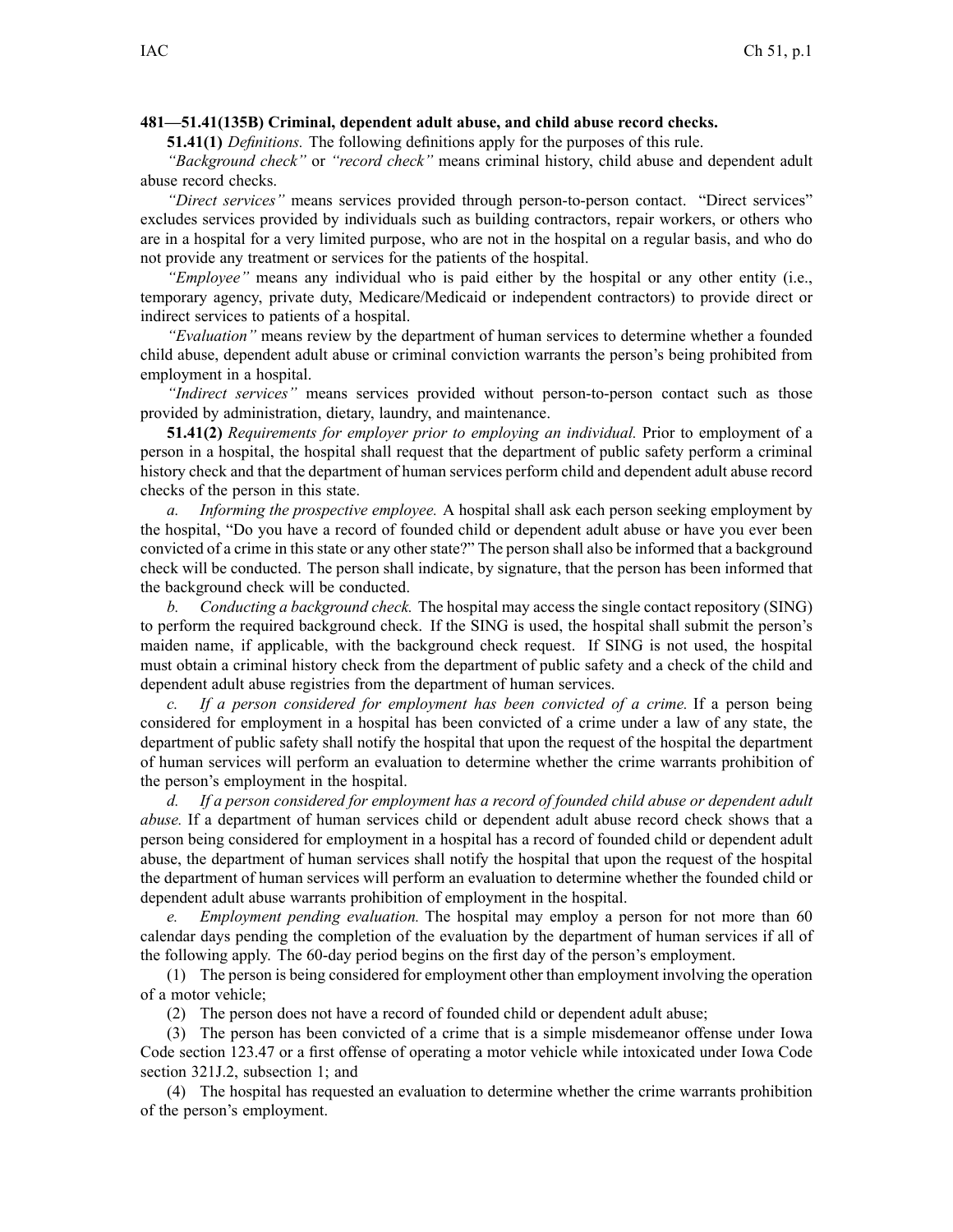**481—51.41(135B) Criminal, dependent adult abuse, and child abuse record checks.**

**51.41(1)** *Definitions.* The following definitions apply for the purposes of this rule.

*"Background check"* or *"record check"* means criminal history, child abuse and dependent adult abuse record checks.

*"Direct services"* means services provided through person-to-person contact. "Direct services" excludes services provided by individuals such as building contractors, repair workers, or others who are in a hospital for a very limited purpose, who are not in the hospital on a regular basis, and who do not provide any treatment or services for the patients of the hospital.

*"Employee"* means any individual who is paid either by the hospital or any other entity (i.e., temporary agency, private duty, Medicare/Medicaid or independent contractors) to provide direct or indirect services to patients of a hospital.

*"Evaluation"* means review by the department of human services to determine whether a founded child abuse, dependent adult abuse or criminal conviction warrants the person's being prohibited from employment in a hospital.

*"Indirect services"* means services provided without person-to-person contact such as those provided by administration, dietary, laundry, and maintenance.

**51.41(2)** *Requirements for employer prior to employing an individual.* Prior to employment of a person in a hospital, the hospital shall request that the department of public safety perform a criminal history check and that the department of human services perform child and dependent adult abuse record checks of the person in this state.

*a. Informing the prospective employee.* A hospital shall ask each person seeking employment by the hospital, "Do you have a record of founded child or dependent adult abuse or have you ever been convicted of a crime in this state or any other state?" The person shall also be informed that a background check will be conducted. The person shall indicate, by signature, that the person has been informed that the background check will be conducted.

*b. Conducting a background check.* The hospital may access the single contact repository (SING) to perform the required background check. If the SING is used, the hospital shall submit the person's maiden name, if applicable, with the background check request. If SING is not used, the hospital must obtain a criminal history check from the department of public safety and a check of the child and dependent adult abuse registries from the department of human services.

*c. If a person considered for employment has been convicted of a crime.* If a person being considered for employment in a hospital has been convicted of a crime under a law of any state, the department of public safety shall notify the hospital that upon the request of the hospital the department of human services will perform an evaluation to determine whether the crime warrants prohibition of the person's employment in the hospital.

*d. If a person considered for employment has a record of founded child abuse or dependent adult abuse.* If a department of human services child or dependent adult abuse record check shows that a person being considered for employment in a hospital has a record of founded child or dependent adult abuse, the department of human services shall notify the hospital that upon the request of the hospital the department of human services will perform an evaluation to determine whether the founded child or dependent adult abuse warrants prohibition of employment in the hospital.

*e. Employment pending evaluation.* The hospital may employ a person for not more than 60 calendar days pending the completion of the evaluation by the department of human services if all of the following apply. The 60-day period begins on the first day of the person's employment.

(1) The person is being considered for employment other than employment involving the operation of a motor vehicle;

(2) The person does not have a record of founded child or dependent adult abuse;

(3) The person has been convicted of a crime that is a simple misdemeanor offense under Iowa Code section 123.47 or a first offense of operating a motor vehicle while intoxicated under Iowa Code section 321J.2, subsection 1; and

(4) The hospital has requested an evaluation to determine whether the crime warrants prohibition of the person's employment.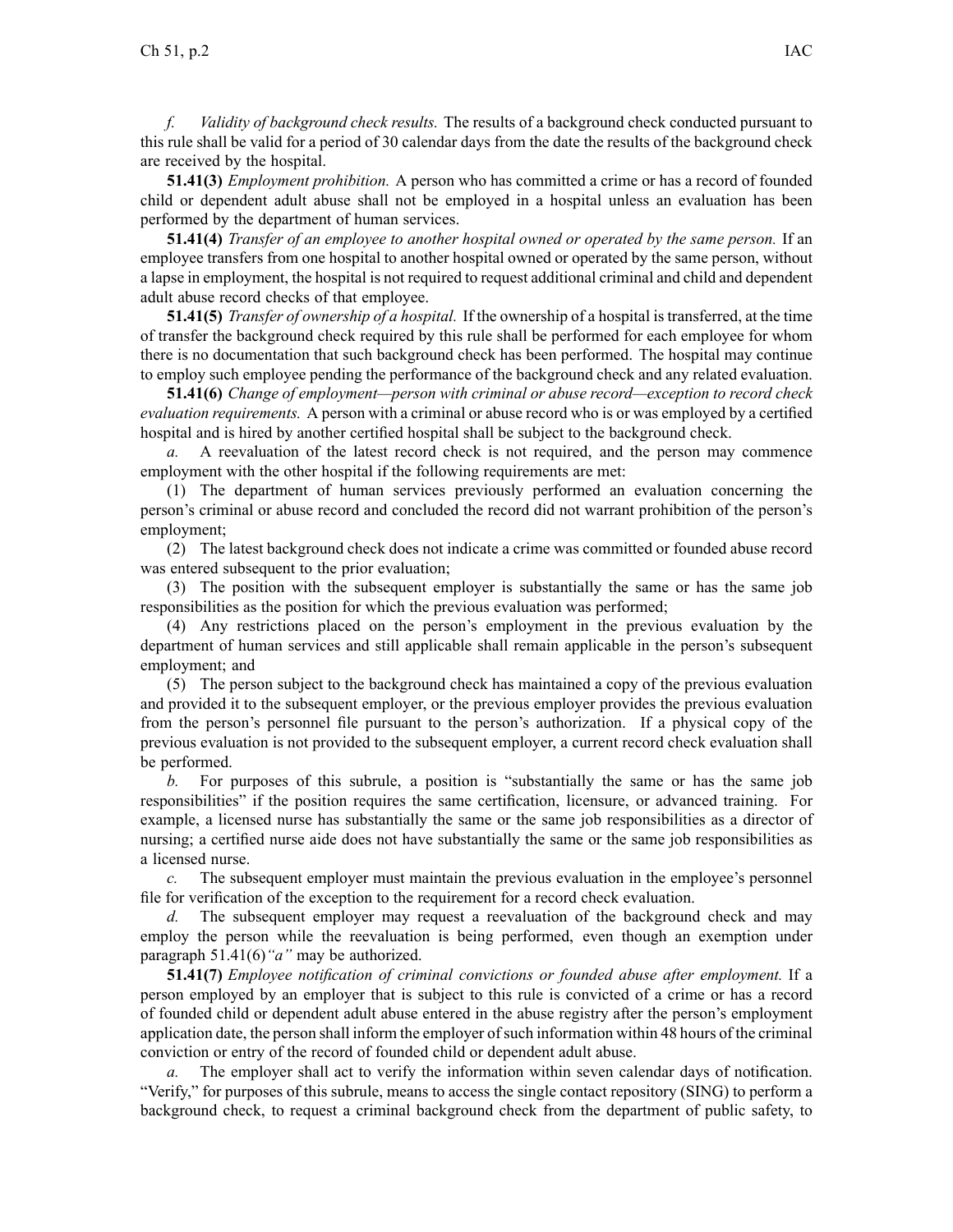*f.* *Validity of background check results.* The results of a background check conducted pursuant to this rule shall be valid for a period of 30 calendar days from the date the results of the background check are received by the hospital.

**51.41(3)** *Employment prohibition.* A person who has committed a crime or has a record of founded child or dependent adult abuse shall not be employed in a hospital unless an evaluation has been performed by the department of human services.

**51.41(4)** *Transfer of an employee to another hospital owned or operated by the same person.* If an employee transfers from one hospital to another hospital owned or operated by the same person, without a lapse in employment, the hospital is not required to request additional criminal and child and dependent adult abuse record checks of that employee.

**51.41(5)** *Transfer of ownership of a hospital.* If the ownership of a hospital is transferred, at the time of transfer the background check required by this rule shall be performed for each employee for whom there is no documentation that such background check has been performed. The hospital may continue to employ such employee pending the performance of the background check and any related evaluation.

**51.41(6)** *Change of employment—person with criminal or abuse record—exception to record check evaluation requirements.* A person with a criminal or abuse record who is or was employed by a certified hospital and is hired by another certified hospital shall be subject to the background check.

*a.* A reevaluation of the latest record check is not required, and the person may commence employment with the other hospital if the following requirements are met:

(1) The department of human services previously performed an evaluation concerning the person's criminal or abuse record and concluded the record did not warrant prohibition of the person's employment;

(2) The latest background check does not indicate a crime was committed or founded abuse record was entered subsequent to the prior evaluation;

(3) The position with the subsequent employer is substantially the same or has the same job responsibilities as the position for which the previous evaluation was performed;

(4) Any restrictions placed on the person's employment in the previous evaluation by the department of human services and still applicable shall remain applicable in the person's subsequent employment; and

(5) The person subject to the background check has maintained a copy of the previous evaluation and provided it to the subsequent employer, or the previous employer provides the previous evaluation from the person's personnel file pursuant to the person's authorization. If a physical copy of the previous evaluation is not provided to the subsequent employer, a current record check evaluation shall be performed.

*b.* For purposes of this subrule, a position is "substantially the same or has the same job responsibilities" if the position requires the same certification, licensure, or advanced training. For example, a licensed nurse has substantially the same or the same job responsibilities as a director of nursing; a certified nurse aide does not have substantially the same or the same job responsibilities as a licensed nurse.

*c.* The subsequent employer must maintain the previous evaluation in the employee's personnel file for verification of the exception to the requirement for a record check evaluation.

*d.* The subsequent employer may request a reevaluation of the background check and may employ the person while the reevaluation is being performed, even though an exemption under paragraph 51.41(6)*"a"* may be authorized.

**51.41(7)** *Employee notification of criminal convictions or founded abuse after employment.* If a person employed by an employer that is subject to this rule is convicted of a crime or has a record of founded child or dependent adult abuse entered in the abuse registry after the person's employment application date, the person shall inform the employer of such information within 48 hours of the criminal conviction or entry of the record of founded child or dependent adult abuse.

*a.* The employer shall act to verify the information within seven calendar days of notification. "Verify," for purposes of this subrule, means to access the single contact repository (SING) to perform a background check, to request a criminal background check from the department of public safety, to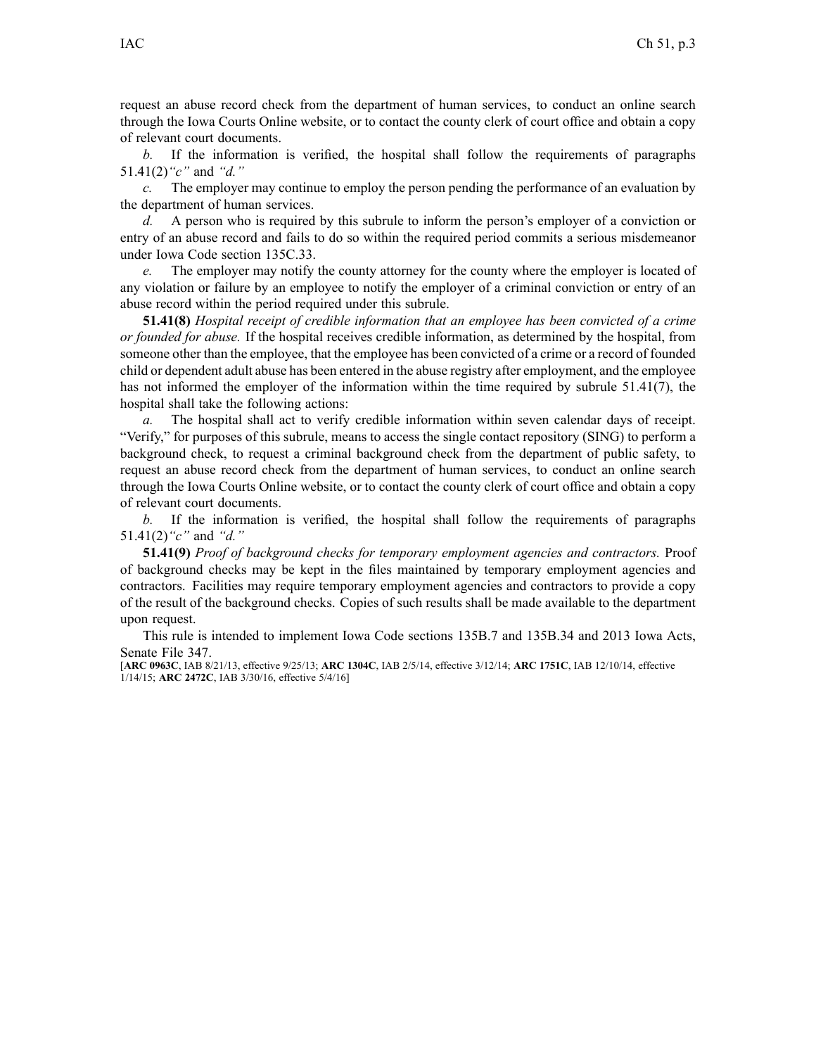request an abuse record check from the department of human services, to conduct an online search through the Iowa Courts Online website, or to contact the county clerk of court office and obtain a copy of relevant court documents.

*b.* If the information is verified, the hospital shall follow the requirements of paragraphs 51.41(2)*"c"* and *"d."*

*c.* The employer may continue to employ the person pending the performance of an evaluation by the department of human services.

*d.* A person who is required by this subrule to inform the person's employer of a conviction or entry of an abuse record and fails to do so within the required period commits a serious misdemeanor under Iowa Code section 135C.33.

*e.* The employer may notify the county attorney for the county where the employer is located of any violation or failure by an employee to notify the employer of a criminal conviction or entry of an abuse record within the period required under this subrule.

**51.41(8)** *Hospital receipt of credible information that an employee has been convicted of a crime or founded for abuse.* If the hospital receives credible information, as determined by the hospital, from someone other than the employee, that the employee has been convicted of a crime or a record of founded child or dependent adult abuse has been entered in the abuse registry after employment, and the employee has not informed the employer of the information within the time required by subrule 51.41(7), the hospital shall take the following actions:

*a.* The hospital shall act to verify credible information within seven calendar days of receipt. "Verify," for purposes of this subrule, means to access the single contact repository (SING) to perform a background check, to request a criminal background check from the department of public safety, to request an abuse record check from the department of human services, to conduct an online search through the Iowa Courts Online website, or to contact the county clerk of court office and obtain a copy of relevant court documents.

*b.* If the information is verified, the hospital shall follow the requirements of paragraphs 51.41(2)*"c"* and *"d."*

**51.41(9)** *Proof of background checks for temporary employment agencies and contractors.* Proof of background checks may be kept in the files maintained by temporary employment agencies and contractors. Facilities may require temporary employment agencies and contractors to provide a copy of the result of the background checks. Copies of such results shall be made available to the department upon request.

This rule is intended to implement Iowa Code sections 135B.7 and 135B.34 and 2013 Iowa Acts, Senate File 347.

[**ARC 0963C**, IAB 8/21/13, effective 9/25/13; **ARC 1304C**, IAB 2/5/14, effective 3/12/14; **ARC 1751C**, IAB 12/10/14, effective 1/14/15; **ARC 2472C**, IAB 3/30/16, effective 5/4/16]